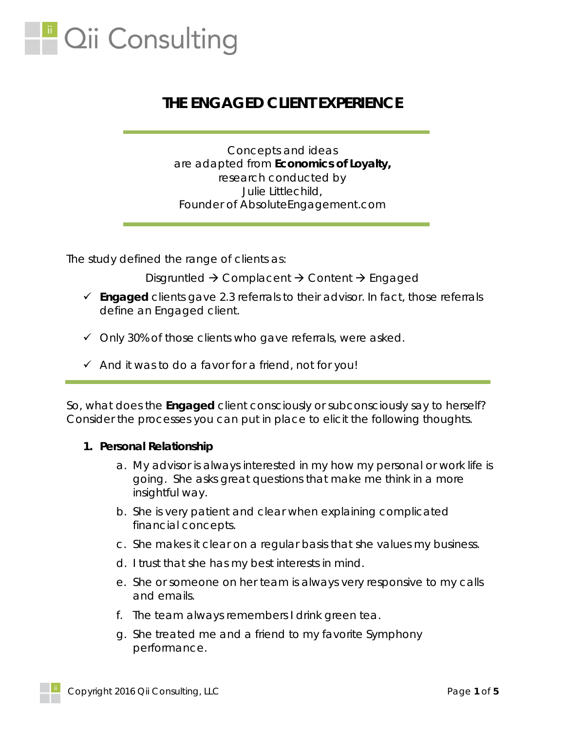# THE ENGAGED CLIENT EXPERIENCE

Concepts and ideas
are adapted from **Economics of Loyalty,**
research conducted by
Julie Littlechild,
Founder of AbsoluteEngagement.com

---

The study defined the range of clients as:

Disgruntled → Complacent → Content → Engaged

- ✓ **Engaged** clients gave 2.3 referrals to their advisor. In fact, those referrals define an Engaged client.
- ✓ Only 30% of those clients who gave referrals, were asked.
- ✓ And it was to do a favor for a friend, not for you!

---

So, what does the **Engaged** client consciously or subconsciously say to herself? Consider the processes you can put in place to elicit the following thoughts.

1. **Personal Relationship**
   a. My advisor is always interested in my how my personal or work life is going. She asks great questions that make me think in a more insightful way.
   b. She is very patient and clear when explaining complicated financial concepts.
   c. She makes it clear on a regular basis that she values my business.
   d. I trust that she has my best interests in mind.
   e. She or someone on her team is always very responsive to my calls and emails.
   f. The team always remembers I drink green tea.
   g. She treated me and a friend to my favorite Symphony performance.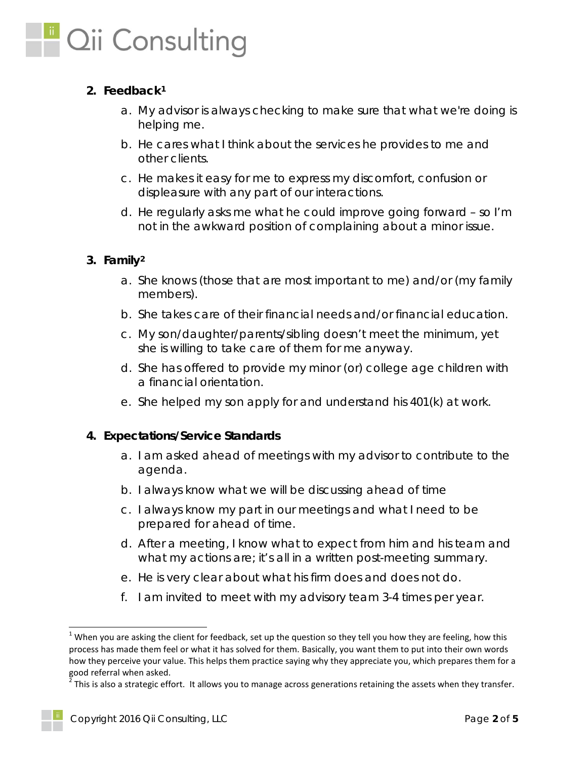2. **Feedback**[1]
    a. My advisor is always checking to make sure that what we're doing is helping me.
    b. He cares what I think about the services he provides to me and other clients.
    c. He makes it easy for me to express my discomfort, confusion or displeasure with any part of our interactions.
    d. He regularly asks me what he could improve going forward – so I'm not in the awkward position of complaining about a minor issue.

3. **Family**[2]
    a. She knows (those that are most important to me) and/or (my family members).
    b. She takes care of their financial needs and/or financial education.
    c. My son/daughter/parents/sibling doesn't meet the minimum, yet she is willing to take care of them for me anyway.
    d. She has offered to provide my minor (or) college age children with a financial orientation.
    e. She helped my son apply for and understand his 401(k) at work.

4. **Expectations/Service Standards**
    a. I am asked ahead of meetings with my advisor to contribute to the agenda.
    b. I always know what we will be discussing ahead of time
    c. I always know my part in our meetings and what I need to be prepared for ahead of time.
    d. After a meeting, I know what to expect from him and his team and what my actions are; it's all in a written post-meeting summary.
    e. He is very clear about what his firm does and does not do.
    f. I am invited to meet with my advisory team 3-4 times per year.

---

[1] When you are asking the client for feedback, set up the question so they tell you how they are feeling, how this process has made them feel or what it has solved for them. Basically, you want them to put into their own words how they perceive your value. This helps them practice saying why they appreciate you, which prepares them for a good referral when asked.

[2] This is also a strategic effort. It allows you to manage across generations retaining the assets when they transfer.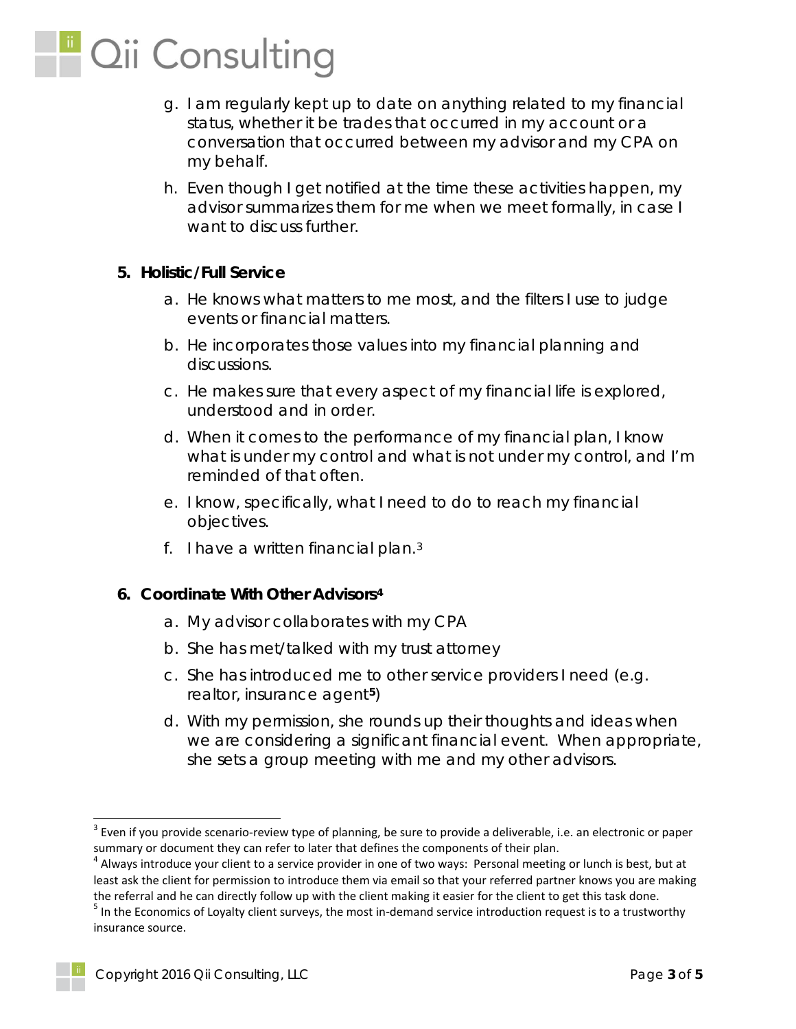g. I am regularly kept up to date on anything related to my financial status, whether it be trades that occurred in my account or a conversation that occurred between my advisor and my CPA on my behalf.

h. Even though I get notified at the time these activities happen, my advisor summarizes them for me when we meet formally, in case I want to discuss further.

5. **Holistic/Full Service**

   a. He knows what matters to me most, and the filters I use to judge events or financial matters.

   b. He incorporates those values into my financial planning and discussions.

   c. He makes sure that every aspect of my financial life is explored, understood and in order.

   d. When it comes to the performance of my financial plan, I know what is under my control and what is not under my control, and I'm reminded of that often.

   e. I know, specifically, what I need to do to reach my financial objectives.

   f. I have a written financial plan.[3]

6. **Coordinate With Other Advisors[4]**

   a. My advisor collaborates with my CPA

   b. She has met/talked with my trust attorney

   c. She has introduced me to other service providers I need (e.g. realtor, insurance agent[5])

   d. With my permission, she rounds up their thoughts and ideas when we are considering a significant financial event. When appropriate, she sets a group meeting with me and my other advisors.

---

[3] Even if you provide scenario-review type of planning, be sure to provide a deliverable, i.e. an electronic or paper summary or document they can refer to later that defines the components of their plan.

[4] Always introduce your client to a service provider in one of two ways: Personal meeting or lunch is best, but at least ask the client for permission to introduce them via email so that your referred partner knows you are making the referral and he can directly follow up with the client making it easier for the client to get this task done.

[5] In the Economics of Loyalty client surveys, the most in-demand service introduction request is to a trustworthy insurance source.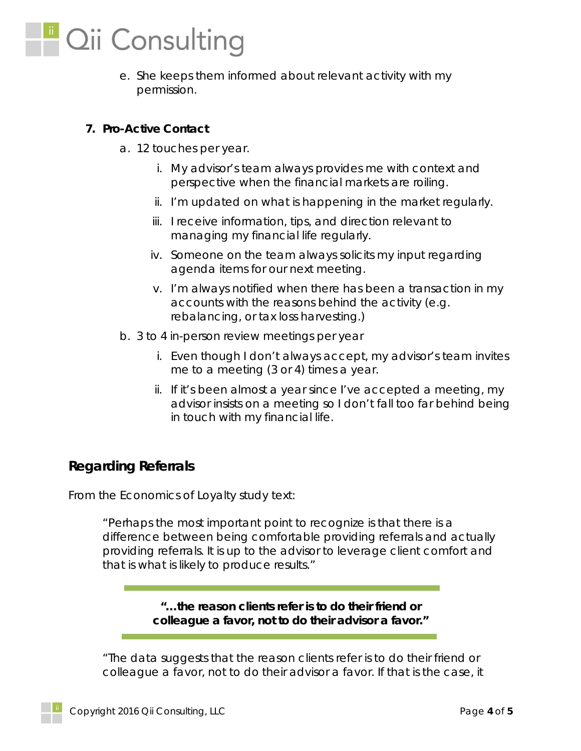e. She keeps them informed about relevant activity with my permission.

7. **Pro-Active Contact**

   a. 12 touches per year.

      i. My advisor's team always provides me with context and perspective when the financial markets are roiling.

      ii. I'm updated on what is happening in the market regularly.

      iii. I receive information, tips, and direction relevant to managing my financial life regularly.

      iv. Someone on the team always solicits my input regarding agenda items for our next meeting.

      v. I'm always notified when there has been a transaction in my accounts with the reasons behind the activity (e.g. rebalancing, or tax loss harvesting.)

   b. 3 to 4 in-person review meetings per year

      i. Even though I don't always accept, my advisor's team invites me to a meeting (3 or 4) times a year.

      ii. If it's been almost a year since I've accepted a meeting, my advisor insists on a meeting so I don't fall too far behind being in touch with my financial life.

## Regarding Referrals

From the Economics of Loyalty study text:

> "Perhaps the most important point to recognize is that there is a difference between being comfortable providing referrals and actually providing referrals. It is up to the advisor to leverage client comfort and that is what is likely to produce results."

> **"…the reason clients refer is to do their friend or colleague a favor, not to do their advisor a favor."**

> "The data suggests that the reason clients refer is to do their friend or colleague a favor, not to do their advisor a favor. If that is the case, it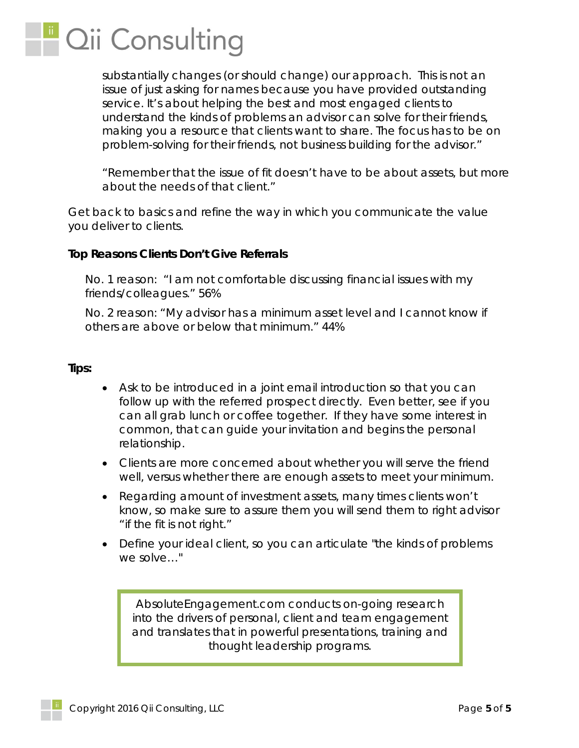substantially changes (or should change) our approach. This is not an issue of just asking for names because you have provided outstanding service. It's about helping the best and most engaged clients to understand the kinds of problems an advisor can solve for their friends, making you a resource that clients want to share. The focus has to be on problem-solving for their friends, not business building for the advisor."

"Remember that the issue of fit doesn't have to be about assets, but more about the needs of that client."

Get back to basics and refine the way in which you communicate the value you deliver to clients.

**Top Reasons Clients Don't Give Referrals**

No. 1 reason: "I am not comfortable discussing financial issues with my friends/colleagues." 56%

No. 2 reason: "My advisor has a minimum asset level and I cannot know if others are above or below that minimum." 44%

**Tips:**

- Ask to be introduced in a joint email introduction so that you can follow up with the referred prospect directly. Even better, see if you can all grab lunch or coffee together. If they have some interest in common, that can guide your invitation and begins the personal relationship.
- Clients are more concerned about whether you will serve the friend well, versus whether there are enough assets to meet your minimum.
- Regarding amount of investment assets, many times clients won't know, so make sure to assure them you will send them to right advisor "if the fit is not right."
- Define your ideal client, so you can articulate "the kinds of problems we solve…"

AbsoluteEngagement.com conducts on-going research into the drivers of personal, client and team engagement and translates that in powerful presentations, training and thought leadership programs.